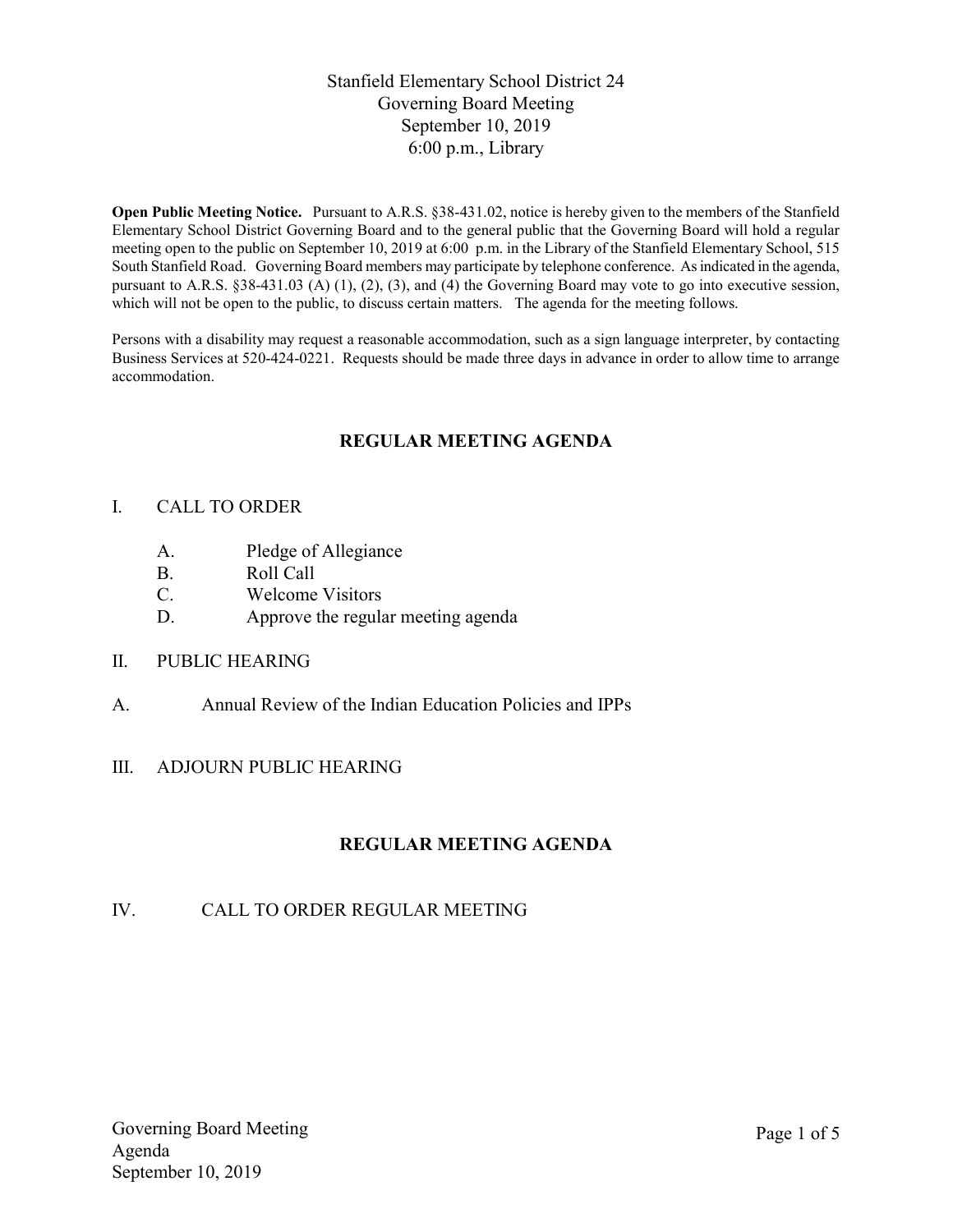# Stanfield Elementary School District 24
## Governing Board Meeting
### September 10, 2019
### 6:00 p.m., Library

**Open Public Meeting Notice.** Pursuant to A.R.S. §38-431.02, notice is hereby given to the members of the Stanfield Elementary School District Governing Board and to the general public that the Governing Board will hold a regular meeting open to the public on September 10, 2019 at 6:00 p.m. in the Library of the Stanfield Elementary School, 515 South Stanfield Road. Governing Board members may participate by telephone conference. As indicated in the agenda, pursuant to A.R.S. §38-431.03 (A) (1), (2), (3), and (4) the Governing Board may vote to go into executive session, which will not be open to the public, to discuss certain matters. The agenda for the meeting follows.

Persons with a disability may request a reasonable accommodation, such as a sign language interpreter, by contacting Business Services at 520-424-0221. Requests should be made three days in advance in order to allow time to arrange accommodation.

## REGULAR MEETING AGENDA

I. CALL TO ORDER

- A. Pledge of Allegiance
- B. Roll Call
- C. Welcome Visitors
- D. Approve the regular meeting agenda

II. PUBLIC HEARING

A. Annual Review of the Indian Education Policies and IPPs

III. ADJOURN PUBLIC HEARING

## REGULAR MEETING AGENDA

IV. CALL TO ORDER REGULAR MEETING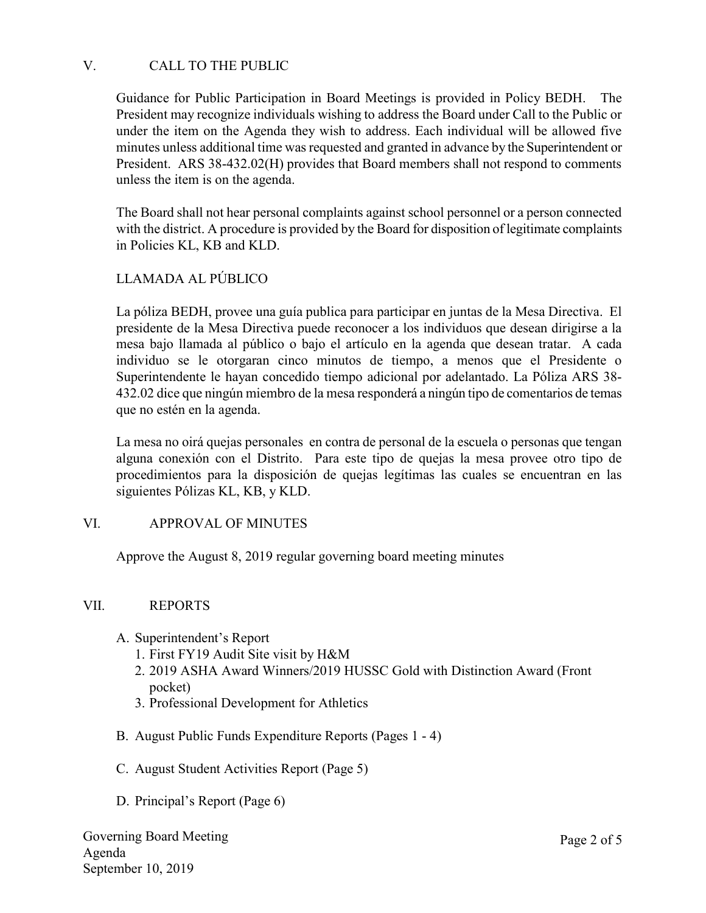## V. CALL TO THE PUBLIC

Guidance for Public Participation in Board Meetings is provided in Policy BEDH. The President may recognize individuals wishing to address the Board under Call to the Public or under the item on the Agenda they wish to address. Each individual will be allowed five minutes unless additional time was requested and granted in advance by the Superintendent or President. ARS 38-432.02(H) provides that Board members shall not respond to comments unless the item is on the agenda.

The Board shall not hear personal complaints against school personnel or a person connected with the district. A procedure is provided by the Board for disposition of legitimate complaints in Policies KL, KB and KLD.

### LLAMADA AL PÚBLICO

La póliza BEDH, provee una guía publica para participar en juntas de la Mesa Directiva. El presidente de la Mesa Directiva puede reconocer a los individuos que desean dirigirse a la mesa bajo llamada al público o bajo el artículo en la agenda que desean tratar. A cada individuo se le otorgaran cinco minutos de tiempo, a menos que el Presidente o Superintendente le hayan concedido tiempo adicional por adelantado. La Póliza ARS 38-432.02 dice que ningún miembro de la mesa responderá a ningún tipo de comentarios de temas que no estén en la agenda.

La mesa no oirá quejas personales en contra de personal de la escuela o personas que tengan alguna conexión con el Distrito. Para este tipo de quejas la mesa provee otro tipo de procedimientos para la disposición de quejas legítimas las cuales se encuentran en las siguientes Pólizas KL, KB, y KLD.

## VI. APPROVAL OF MINUTES

Approve the August 8, 2019 regular governing board meeting minutes

## VII. REPORTS

A. Superintendent's Report
   1. First FY19 Audit Site visit by H&M
   2. 2019 ASHA Award Winners/2019 HUSSC Gold with Distinction Award (Front pocket)
   3. Professional Development for Athletics

B. August Public Funds Expenditure Reports (Pages 1 - 4)

C. August Student Activities Report (Page 5)

D. Principal's Report (Page 6)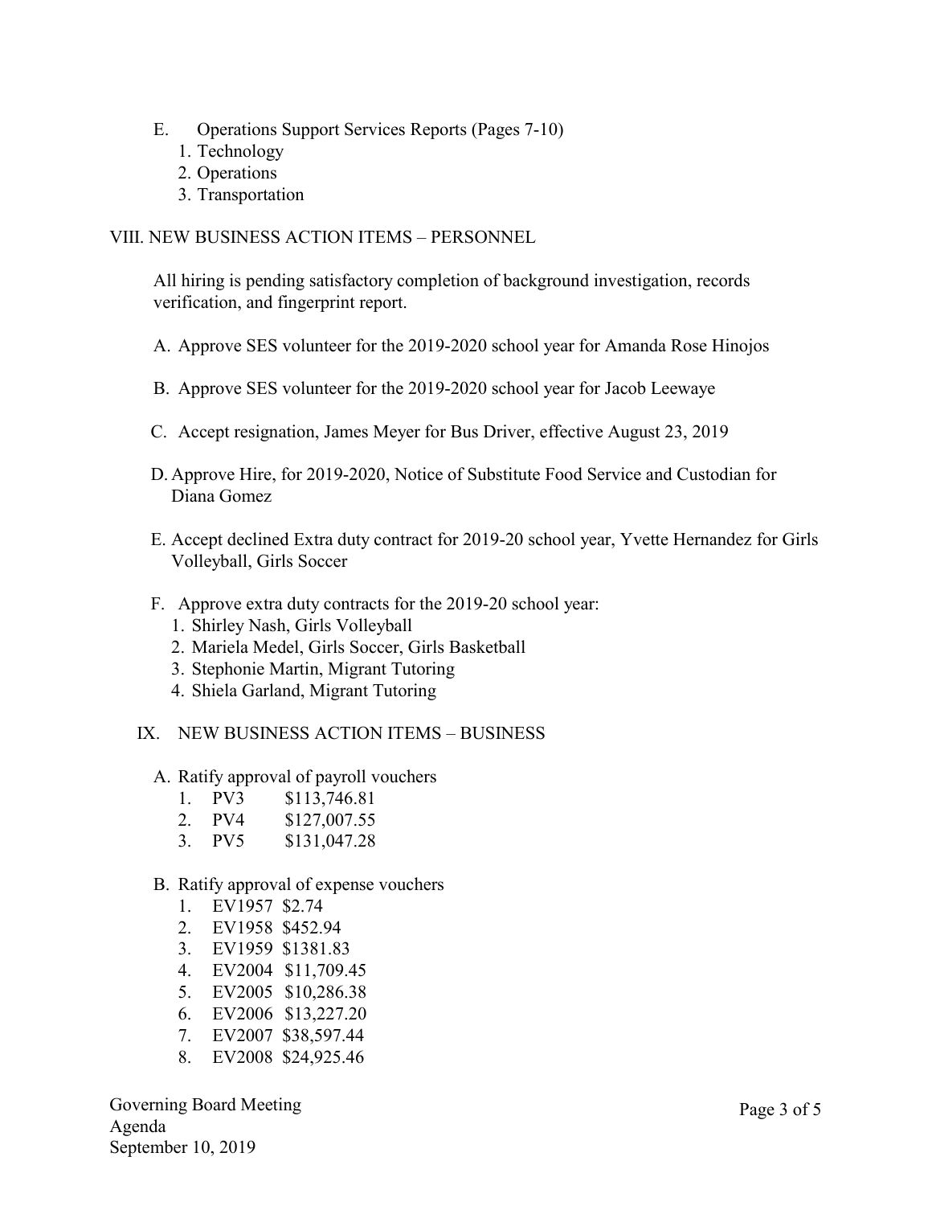E. Operations Support Services Reports (Pages 7-10)
   1. Technology
   2. Operations
   3. Transportation

## VIII. NEW BUSINESS ACTION ITEMS – PERSONNEL

All hiring is pending satisfactory completion of background investigation, records verification, and fingerprint report.

A. Approve SES volunteer for the 2019-2020 school year for Amanda Rose Hinojos

B. Approve SES volunteer for the 2019-2020 school year for Jacob Leewaye

C. Accept resignation, James Meyer for Bus Driver, effective August 23, 2019

D. Approve Hire, for 2019-2020, Notice of Substitute Food Service and Custodian for Diana Gomez

E. Accept declined Extra duty contract for 2019-20 school year, Yvette Hernandez for Girls Volleyball, Girls Soccer

F. Approve extra duty contracts for the 2019-20 school year:
   1. Shirley Nash, Girls Volleyball
   2. Mariela Medel, Girls Soccer, Girls Basketball
   3. Stephonie Martin, Migrant Tutoring
   4. Shiela Garland, Migrant Tutoring

## IX. NEW BUSINESS ACTION ITEMS – BUSINESS

A. Ratify approval of payroll vouchers
   1. PV3 $113,746.81
   2. PV4 $127,007.55
   3. PV5 $131,047.28

B. Ratify approval of expense vouchers
   1. EV1957 $2.74
   2. EV1958 $452.94
   3. EV1959 $1381.83
   4. EV2004 $11,709.45
   5. EV2005 $10,286.38
   6. EV2006 $13,227.20
   7. EV2007 $38,597.44
   8. EV2008 $24,925.46

Governing Board Meeting
Agenda
September 10, 2019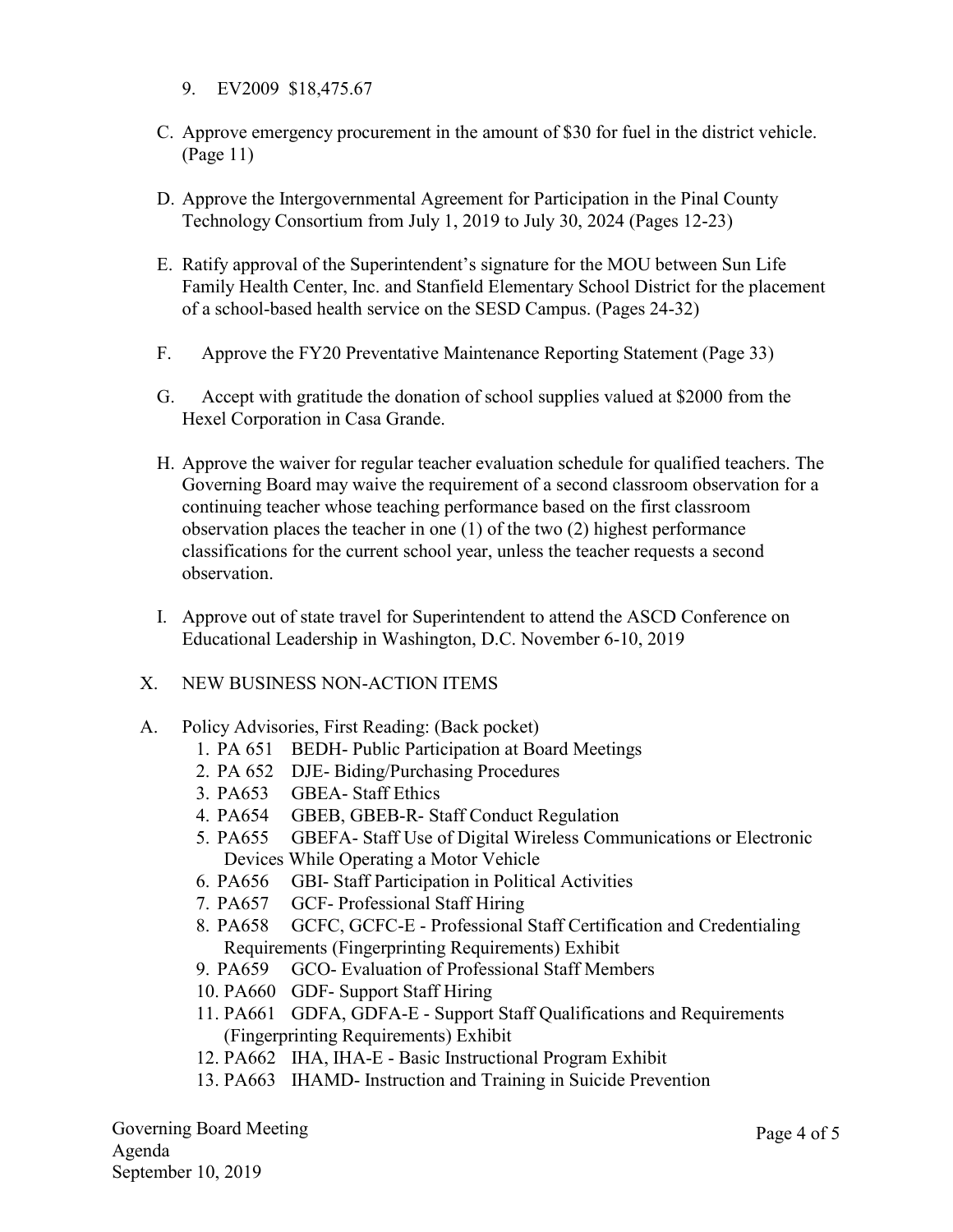9. EV2009 $18,475.67

C. Approve emergency procurement in the amount of $30 for fuel in the district vehicle. (Page 11)

D. Approve the Intergovernmental Agreement for Participation in the Pinal County Technology Consortium from July 1, 2019 to July 30, 2024 (Pages 12-23)

E. Ratify approval of the Superintendent's signature for the MOU between Sun Life Family Health Center, Inc. and Stanfield Elementary School District for the placement of a school-based health service on the SESD Campus. (Pages 24-32)

F. Approve the FY20 Preventative Maintenance Reporting Statement (Page 33)

G. Accept with gratitude the donation of school supplies valued at $2000 from the Hexel Corporation in Casa Grande.

H. Approve the waiver for regular teacher evaluation schedule for qualified teachers. The Governing Board may waive the requirement of a second classroom observation for a continuing teacher whose teaching performance based on the first classroom observation places the teacher in one (1) of the two (2) highest performance classifications for the current school year, unless the teacher requests a second observation.

I. Approve out of state travel for Superintendent to attend the ASCD Conference on Educational Leadership in Washington, D.C. November 6-10, 2019

X. NEW BUSINESS NON-ACTION ITEMS

A. Policy Advisories, First Reading: (Back pocket)
   1. PA 651 BEDH- Public Participation at Board Meetings
   2. PA 652 DJE- Biding/Purchasing Procedures
   3. PA653 GBEA- Staff Ethics
   4. PA654 GBEB, GBEB-R- Staff Conduct Regulation
   5. PA655 GBEFA- Staff Use of Digital Wireless Communications or Electronic Devices While Operating a Motor Vehicle
   6. PA656 GBI- Staff Participation in Political Activities
   7. PA657 GCF- Professional Staff Hiring
   8. PA658 GCFC, GCFC-E - Professional Staff Certification and Credentialing Requirements (Fingerprinting Requirements) Exhibit
   9. PA659 GCO- Evaluation of Professional Staff Members
   10. PA660 GDF- Support Staff Hiring
   11. PA661 GDFA, GDFA-E - Support Staff Qualifications and Requirements (Fingerprinting Requirements) Exhibit
   12. PA662 IHA, IHA-E - Basic Instructional Program Exhibit
   13. PA663 IHAMD- Instruction and Training in Suicide Prevention

Governing Board Meeting
Agenda
September 10, 2019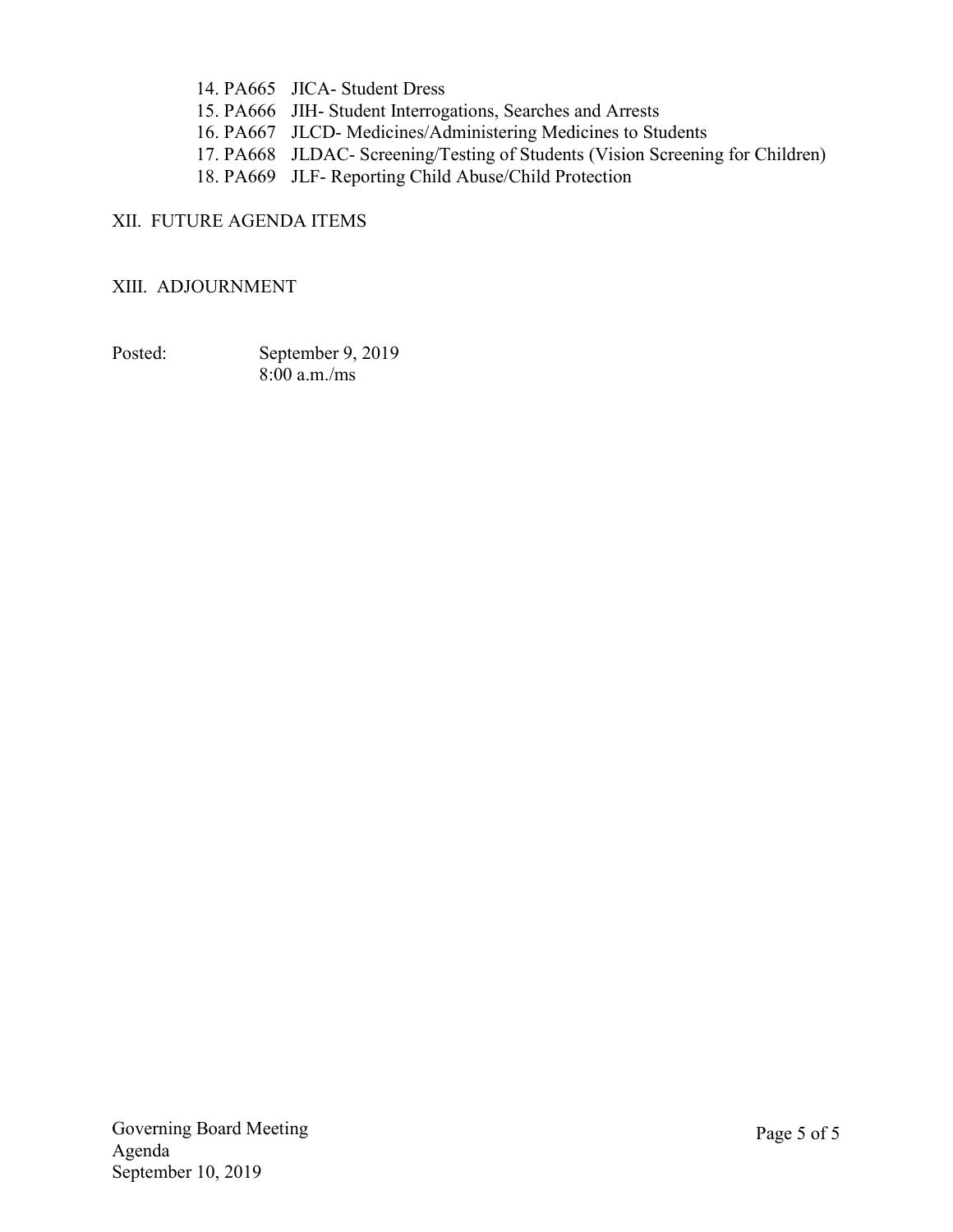14. PA665 JICA- Student Dress
15. PA666 JIH- Student Interrogations, Searches and Arrests
16. PA667 JLCD- Medicines/Administering Medicines to Students
17. PA668 JLDAC- Screening/Testing of Students (Vision Screening for Children)
18. PA669 JLF- Reporting Child Abuse/Child Protection

XII. FUTURE AGENDA ITEMS

XIII. ADJOURNMENT

Posted: September 9, 2019
8:00 a.m./ms